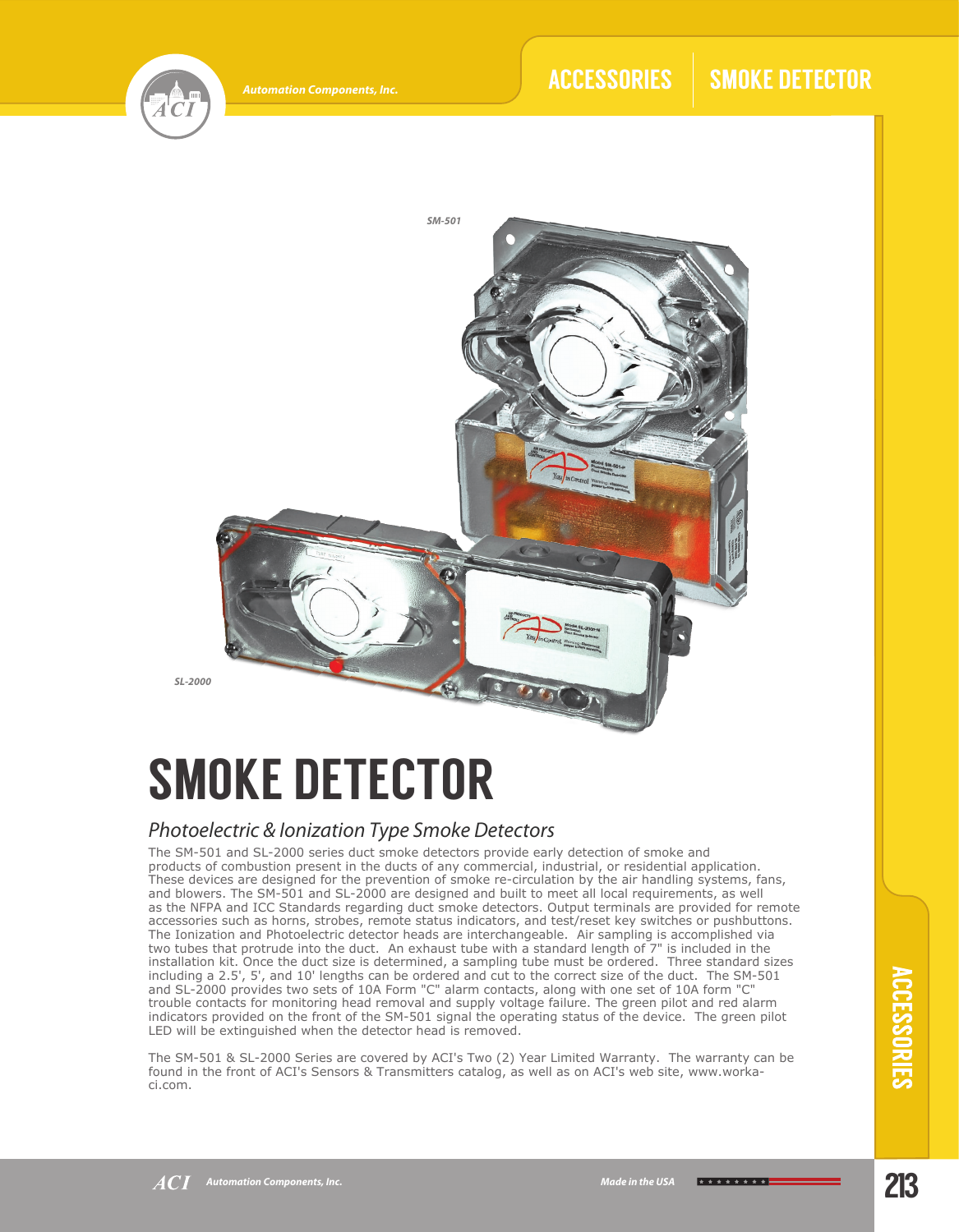SM-501

SL-2000

# SMOKE DETECTOR

## *Photoelectric & Ionization Type Smoke Detectors*

The SM-501 and SL-2000 series duct smoke detectors provide early detection of smoke and products of combustion present in the ducts of any commercial, industrial, or residential application. These devices are designed for the prevention of smoke re-circulation by the air handling systems, fans, and blowers. The SM-501 and SL-2000 are designed and built to meet all local requirements, as well as the NFPA and ICC Standards regarding duct smoke detectors. Output terminals are provided for remote accessories such as horns, strobes, remote status indicators, and test/reset key switches or pushbuttons. The Ionization and Photoelectric detector heads are interchangeable. Air sampling is accomplished via two tubes that protrude into the duct. An exhaust tube with a standard length of 7" is included in the installation kit. Once the duct size is determined, a sampling tube must be ordered. Three standard sizes including a 2.5', 5', and 10' lengths can be ordered and cut to the correct size of the duct. The SM-501 and SL-2000 provides two sets of 10A Form "C" alarm contacts, along with one set of 10A form "C" trouble contacts for monitoring head removal and supply voltage failure. The green pilot and red alarm indicators provided on the front of the SM-501 signal the operating status of the device. The green pilot LED will be extinguished when the detector head is removed.

The SM-501 & SL-2000 Series are covered by ACI's Two (2) Year Limited Warranty. The warranty can be found in the front of ACI's Sensors & Transmitters catalog, as well as on ACI's web site, www.workaci.com.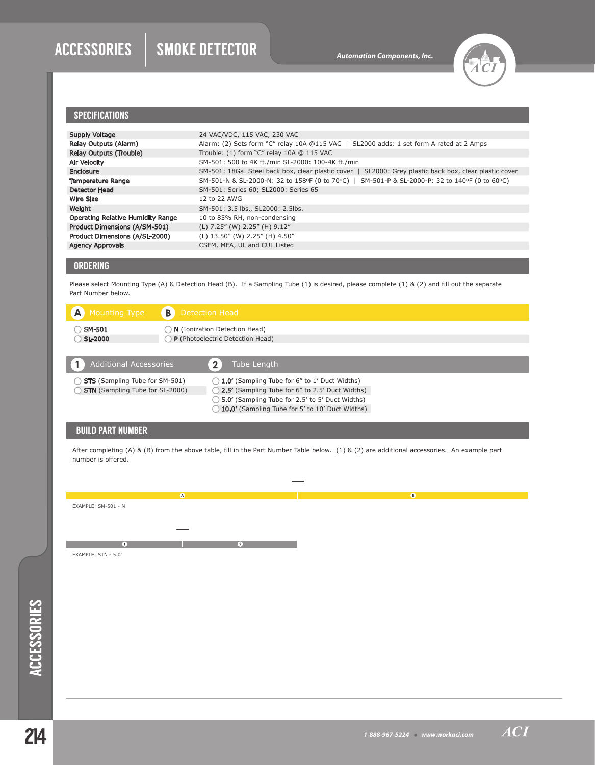## SPECIFICATIONS

| | |
|---|---|
| Supply Voltage | 24 VAC/VDC, 115 VAC, 230 VAC |
| Relay Outputs (Alarm) | Alarm: (2) Sets form "C" relay 10A @115 VAC \| SL2000 adds: 1 set form A rated at 2 Amps |
| Relay Outputs (Trouble) | Trouble: (1) form "C" relay 10A @ 115 VAC |
| Air Velocity | SM-501: 500 to 4K ft./min SL-2000: 100-4K ft./min |
| Enclosure | SM-501: 18Ga. Steel back box, clear plastic cover \| SL2000: Grey plastic back box, clear plastic cover |
| Temperature Range | SM-501-N & SL-2000-N: 32 to 158ºF (0 to 70ºC) \| SM-501-P & SL-2000-P: 32 to 140ºF (0 to 60ºC) |
| Detector Head | SM-501: Series 60; SL2000: Series 65 |
| Wire Size | 12 to 22 AWG |
| Weight | SM-501: 3.5 lbs., SL2000: 2.5lbs. |
| Operating Relative Humidity Range | 10 to 85% RH, non-condensing |
| Product Dimensions (A/SM-501) | (L) 7.25" (W) 2.25" (H) 9.12" |
| Product Dimensions (A/SL-2000) | (L) 13.50" (W) 2.25" (H) 4.50" |
| Agency Approvals | CSFM, MEA, UL and CUL Listed |

## ORDERING

Please select Mounting Type (A) & Detection Head (B). If a Sampling Tube (1) is desired, please complete (1) & (2) and fill out the separate Part Number below.

| A Mounting Type | B Detection Head |
|---|---|
| ◯ **SM-501** | ◯ **N** (Ionization Detection Head) |
| ◯ **SL-2000** | ◯ **P** (Photoelectric Detection Head) |

| 1 Additional Accessories | 2 Tube Length |
|---|---|
| ◯ **STS** (Sampling Tube for SM-501) | ◯ **1.0'** (Sampling Tube for 6" to 1' Duct Widths) |
| ◯ **STN** (Sampling Tube for SL-2000) | ◯ **2.5'** (Sampling Tube for 6" to 2.5' Duct Widths) |
| | ◯ **5.0'** (Sampling Tube for 2.5' to 5' Duct Widths) |
| | ◯ **10.0'** (Sampling Tube for 5' to 10' Duct Widths) |

## BUILD PART NUMBER

After completing (A) & (B) from the above table, fill in the Part Number Table below. (1) & (2) are additional accessories. An example part number is offered.

| A | B |
|---|---|
| | |

EXAMPLE: SM-501 - N

| 1 | 2 |
|---|---|
| | |

EXAMPLE: STN - 5.0'